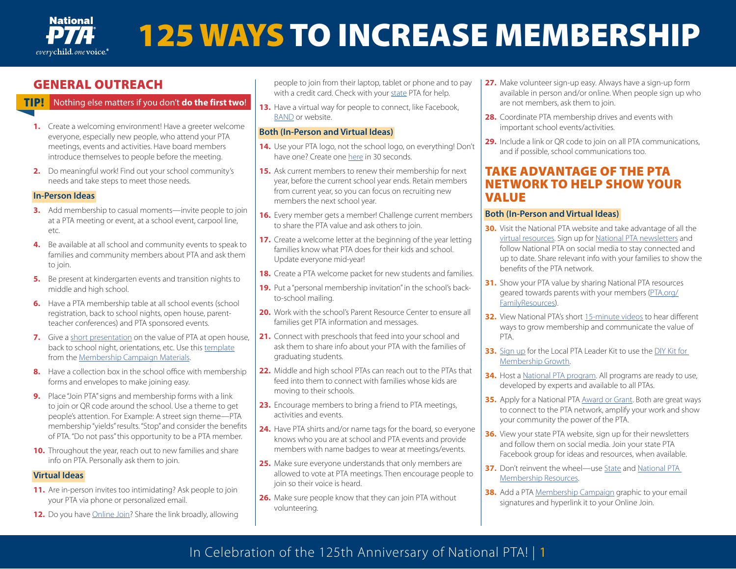# 125 WAYS TO INCREASE MEMBERSHIP

## GENERAL OUTREACH

**TIP!** Nothing else matters if you don't **do the first two**!

1. Create a welcoming environment! Have a greeter welcome everyone, especially new people, who attend your PTA meetings, events and activities. Have board members introduce themselves to people before the meeting.
2. Do meaningful work! Find out your school community's needs and take steps to meet those needs.

### In-Person Ideas

3. Add membership to casual moments—invite people to join at a PTA meeting or event, at a school event, carpool line, etc.
4. Be available at all school and community events to speak to families and community members about PTA and ask them to join.
5. Be present at kindergarten events and transition nights to middle and high school.
6. Have a PTA membership table at all school events (school registration, back to school nights, open house, parent-teacher conferences) and PTA sponsored events.
7. Give a short presentation on the value of PTA at open house, back to school night, orientations, etc. Use this template from the Membership Campaign Materials.
8. Have a collection box in the school office with membership forms and envelopes to make joining easy.
9. Place "Join PTA" signs and membership forms with a link to join or QR code around the school. Use a theme to get people's attention. For Example: A street sign theme—PTA membership "yields" results. "Stop" and consider the benefits of PTA. "Do not pass" this opportunity to be a PTA member.
10. Throughout the year, reach out to new families and share info on PTA. Personally ask them to join.

### Virtual Ideas

11. Are in-person invites too intimidating? Ask people to join your PTA via phone or personalized email.
12. Do you have Online Join? Share the link broadly, allowing people to join from their laptop, tablet or phone and to pay with a credit card. Check with your state PTA for help.
13. Have a virtual way for people to connect, like Facebook, BAND or website.

### Both (In-Person and Virtual Ideas)

14. Use your PTA logo, not the school logo, on everything! Don't have one? Create one here in 30 seconds.
15. Ask current members to renew their membership for next year, before the current school year ends. Retain members from current year, so you can focus on recruiting new members the next school year.
16. Every member gets a member! Challenge current members to share the PTA value and ask others to join.
17. Create a welcome letter at the beginning of the year letting families know what PTA does for their kids and school. Update everyone mid-year!
18. Create a PTA welcome packet for new students and families.
19. Put a "personal membership invitation" in the school's back-to-school mailing.
20. Work with the school's Parent Resource Center to ensure all families get PTA information and messages.
21. Connect with preschools that feed into your school and ask them to share info about your PTA with the families of graduating students.
22. Middle and high school PTAs can reach out to the PTAs that feed into them to connect with families whose kids are moving to their schools.
23. Encourage members to bring a friend to PTA meetings, activities and events.
24. Have PTA shirts and/or name tags for the board, so everyone knows who you are at school and PTA events and provide members with name badges to wear at meetings/events.
25. Make sure everyone understands that only members are allowed to vote at PTA meetings. Then encourage people to join so their voice is heard.
26. Make sure people know that they can join PTA without volunteering.
27. Make volunteer sign-up easy. Always have a sign-up form available in person and/or online. When people sign up who are not members, ask them to join.
28. Coordinate PTA membership drives and events with important school events/activities.
29. Include a link or QR code to join on all PTA communications, and if possible, school communications too.

## TAKE ADVANTAGE OF THE PTA NETWORK TO HELP SHOW YOUR VALUE

### Both (In-Person and Virtual Ideas)

30. Visit the National PTA website and take advantage of all the virtual resources. Sign up for National PTA newsletters and follow National PTA on social media to stay connected and up to date. Share relevant info with your families to show the benefits of the PTA network.
31. Show your PTA value by sharing National PTA resources geared towards parents with your members (PTA.org/FamilyResources).
32. View National PTA's short 15-minute videos to hear different ways to grow membership and communicate the value of PTA.
33. Sign up for the Local PTA Leader Kit to use the DIY Kit for Membership Growth.
34. Host a National PTA program. All programs are ready to use, developed by experts and available to all PTAs.
35. Apply for a National PTA Award or Grant. Both are great ways to connect to the PTA network, amplify your work and show your community the power of the PTA.
36. View your state PTA website, sign up for their newsletters and follow them on social media. Join your state PTA Facebook group for ideas and resources, when available.
37. Don't reinvent the wheel—use State and National PTA Membership Resources.
38. Add a PTA Membership Campaign graphic to your email signatures and hyperlink it to your Online Join.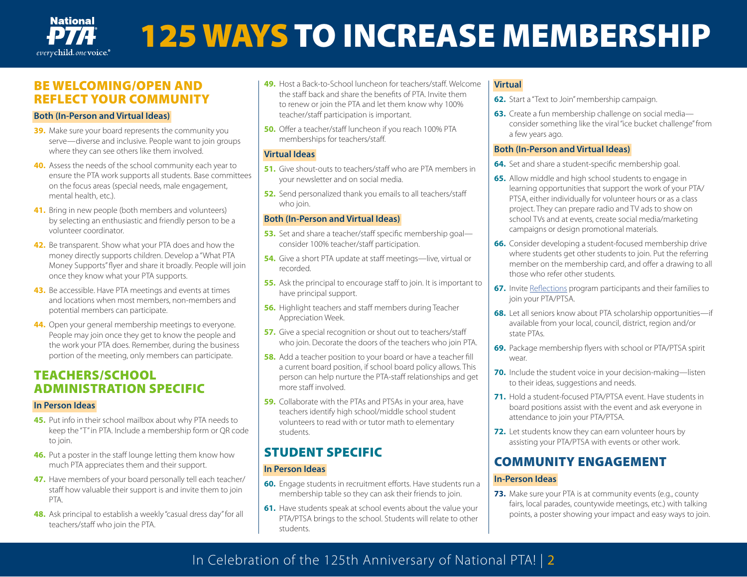# 125 WAYS TO INCREASE MEMBERSHIP

## BE WELCOMING/OPEN AND REFLECT YOUR COMMUNITY

### Both (In-Person and Virtual Ideas)

39. Make sure your board represents the community you serve—diverse and inclusive. People want to join groups where they can see others like them involved.
40. Assess the needs of the school community each year to ensure the PTA work supports all students. Base committees on the focus areas (special needs, male engagement, mental health, etc.).
41. Bring in new people (both members and volunteers) by selecting an enthusiastic and friendly person to be a volunteer coordinator.
42. Be transparent. Show what your PTA does and how the money directly supports children. Develop a "What PTA Money Supports" flyer and share it broadly. People will join once they know what your PTA supports.
43. Be accessible. Have PTA meetings and events at times and locations when most members, non-members and potential members can participate.
44. Open your general membership meetings to everyone. People may join once they get to know the people and the work your PTA does. Remember, during the business portion of the meeting, only members can participate.

## TEACHERS/SCHOOL ADMINISTRATION SPECIFIC

### In Person Ideas

45. Put info in their school mailbox about why PTA needs to keep the "T" in PTA. Include a membership form or QR code to join.
46. Put a poster in the staff lounge letting them know how much PTA appreciates them and their support.
47. Have members of your board personally tell each teacher/staff how valuable their support is and invite them to join PTA.
48. Ask principal to establish a weekly "casual dress day" for all teachers/staff who join the PTA.
49. Host a Back-to-School luncheon for teachers/staff. Welcome the staff back and share the benefits of PTA. Invite them to renew or join the PTA and let them know why 100% teacher/staff participation is important.
50. Offer a teacher/staff luncheon if you reach 100% PTA memberships for teachers/staff.

### Virtual Ideas

51. Give shout-outs to teachers/staff who are PTA members in your newsletter and on social media.
52. Send personalized thank you emails to all teachers/staff who join.

### Both (In-Person and Virtual Ideas)

53. Set and share a teacher/staff specific membership goal—consider 100% teacher/staff participation.
54. Give a short PTA update at staff meetings—live, virtual or recorded.
55. Ask the principal to encourage staff to join. It is important to have principal support.
56. Highlight teachers and staff members during Teacher Appreciation Week.
57. Give a special recognition or shout out to teachers/staff who join. Decorate the doors of the teachers who join PTA.
58. Add a teacher position to your board or have a teacher fill a current board position, if school board policy allows. This person can help nurture the PTA-staff relationships and get more staff involved.
59. Collaborate with the PTAs and PTSAs in your area, have teachers identify high school/middle school student volunteers to read with or tutor math to elementary students.

## STUDENT SPECIFIC

### In Person Ideas

60. Engage students in recruitment efforts. Have students run a membership table so they can ask their friends to join.
61. Have students speak at school events about the value your PTA/PTSA brings to the school. Students will relate to other students.

### Virtual

62. Start a "Text to Join" membership campaign.
63. Create a fun membership challenge on social media—consider something like the viral "ice bucket challenge" from a few years ago.

### Both (In-Person and Virtual Ideas)

64. Set and share a student-specific membership goal.
65. Allow middle and high school students to engage in learning opportunities that support the work of your PTA/PTSA, either individually for volunteer hours or as a class project. They can prepare radio and TV ads to show on school TVs and at events, create social media/marketing campaigns or design promotional materials.
66. Consider developing a student-focused membership drive where students get other students to join. Put the referring member on the membership card, and offer a drawing to all those who refer other students.
67. Invite Reflections program participants and their families to join your PTA/PTSA.
68. Let all seniors know about PTA scholarship opportunities—if available from your local, council, district, region and/or state PTAs.
69. Package membership flyers with school or PTA/PTSA spirit wear.
70. Include the student voice in your decision-making—listen to their ideas, suggestions and needs.
71. Hold a student-focused PTA/PTSA event. Have students in board positions assist with the event and ask everyone in attendance to join your PTA/PTSA.
72. Let students know they can earn volunteer hours by assisting your PTA/PTSA with events or other work.

## COMMUNITY ENGAGEMENT

### In-Person Ideas

73. Make sure your PTA is at community events (e.g., county fairs, local parades, countywide meetings, etc.) with talking points, a poster showing your impact and easy ways to join.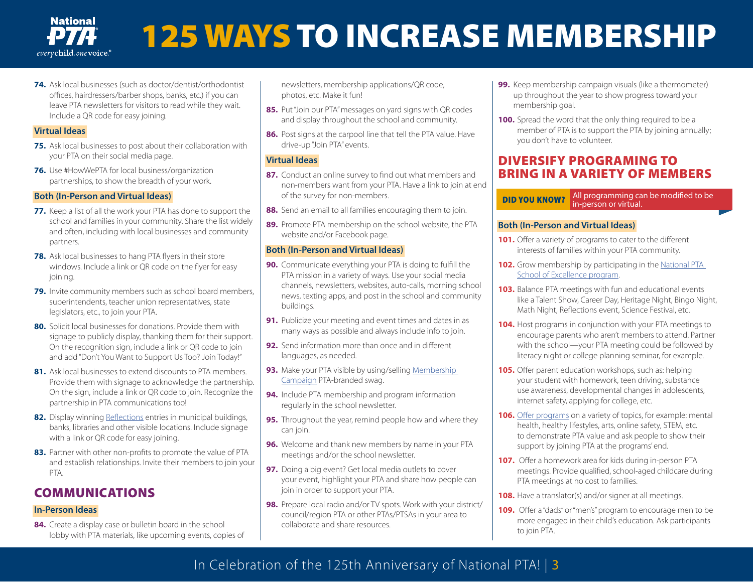# 125 WAYS TO INCREASE MEMBERSHIP

74. Ask local businesses (such as doctor/dentist/orthodontist offices, hairdressers/barber shops, banks, etc.) if you can leave PTA newsletters for visitors to read while they wait. Include a QR code for easy joining.

### Virtual Ideas

75. Ask local businesses to post about their collaboration with your PTA on their social media page.
76. Use #HowWePTA for local business/organization partnerships, to show the breadth of your work.

### Both (In-Person and Virtual Ideas)

77. Keep a list of all the work your PTA has done to support the school and families in your community. Share the list widely and often, including with local businesses and community partners.
78. Ask local businesses to hang PTA flyers in their store windows. Include a link or QR code on the flyer for easy joining.
79. Invite community members such as school board members, superintendents, teacher union representatives, state legislators, etc., to join your PTA.
80. Solicit local businesses for donations. Provide them with signage to publicly display, thanking them for their support. On the recognition sign, include a link or QR code to join and add "Don't You Want to Support Us Too? Join Today!"
81. Ask local businesses to extend discounts to PTA members. Provide them with signage to acknowledge the partnership. On the sign, include a link or QR code to join. Recognize the partnership in PTA communications too!
82. Display winning Reflections entries in municipal buildings, banks, libraries and other visible locations. Include signage with a link or QR code for easy joining.
83. Partner with other non-profits to promote the value of PTA and establish relationships. Invite their members to join your PTA.

## COMMUNICATIONS

### In-Person Ideas

84. Create a display case or bulletin board in the school lobby with PTA materials, like upcoming events, copies of newsletters, membership applications/QR code, photos, etc. Make it fun!
85. Put "Join our PTA" messages on yard signs with QR codes and display throughout the school and community.
86. Post signs at the carpool line that tell the PTA value. Have drive-up "Join PTA" events.

### Virtual Ideas

87. Conduct an online survey to find out what members and non-members want from your PTA. Have a link to join at end of the survey for non-members.
88. Send an email to all families encouraging them to join.
89. Promote PTA membership on the school website, the PTA website and/or Facebook page.

### Both (In-Person and Virtual Ideas)

90. Communicate everything your PTA is doing to fulfill the PTA mission in a variety of ways. Use your social media channels, newsletters, websites, auto-calls, morning school news, texting apps, and post in the school and community buildings.
91. Publicize your meeting and event times and dates in as many ways as possible and always include info to join.
92. Send information more than once and in different languages, as needed.
93. Make your PTA visible by using/selling Membership Campaign PTA-branded swag.
94. Include PTA membership and program information regularly in the school newsletter.
95. Throughout the year, remind people how and where they can join.
96. Welcome and thank new members by name in your PTA meetings and/or the school newsletter.
97. Doing a big event? Get local media outlets to cover your event, highlight your PTA and share how people can join in order to support your PTA.
98. Prepare local radio and/or TV spots. Work with your district/council/region PTA or other PTAs/PTSAs in your area to collaborate and share resources.
99. Keep membership campaign visuals (like a thermometer) up throughout the year to show progress toward your membership goal.
100. Spread the word that the only thing required to be a member of PTA is to support the PTA by joining annually; you don't have to volunteer.

## DIVERSIFY PROGRAMING TO BRING IN A VARIETY OF MEMBERS

**DID YOU KNOW?** All programming can be modified to be in-person or virtual.

### Both (In-Person and Virtual Ideas)

101. Offer a variety of programs to cater to the different interests of families within your PTA community.
102. Grow membership by participating in the National PTA School of Excellence program.
103. Balance PTA meetings with fun and educational events like a Talent Show, Career Day, Heritage Night, Bingo Night, Math Night, Reflections event, Science Festival, etc.
104. Host programs in conjunction with your PTA meetings to encourage parents who aren't members to attend. Partner with the school—your PTA meeting could be followed by literacy night or college planning seminar, for example.
105. Offer parent education workshops, such as: helping your student with homework, teen driving, substance use awareness, developmental changes in adolescents, internet safety, applying for college, etc.
106. Offer programs on a variety of topics, for example: mental health, healthy lifestyles, arts, online safety, STEM, etc. to demonstrate PTA value and ask people to show their support by joining PTA at the programs' end.
107. Offer a homework area for kids during in-person PTA meetings. Provide qualified, school-aged childcare during PTA meetings at no cost to families.
108. Have a translator(s) and/or signer at all meetings.
109. Offer a "dads" or "men's" program to encourage men to be more engaged in their child's education. Ask participants to join PTA.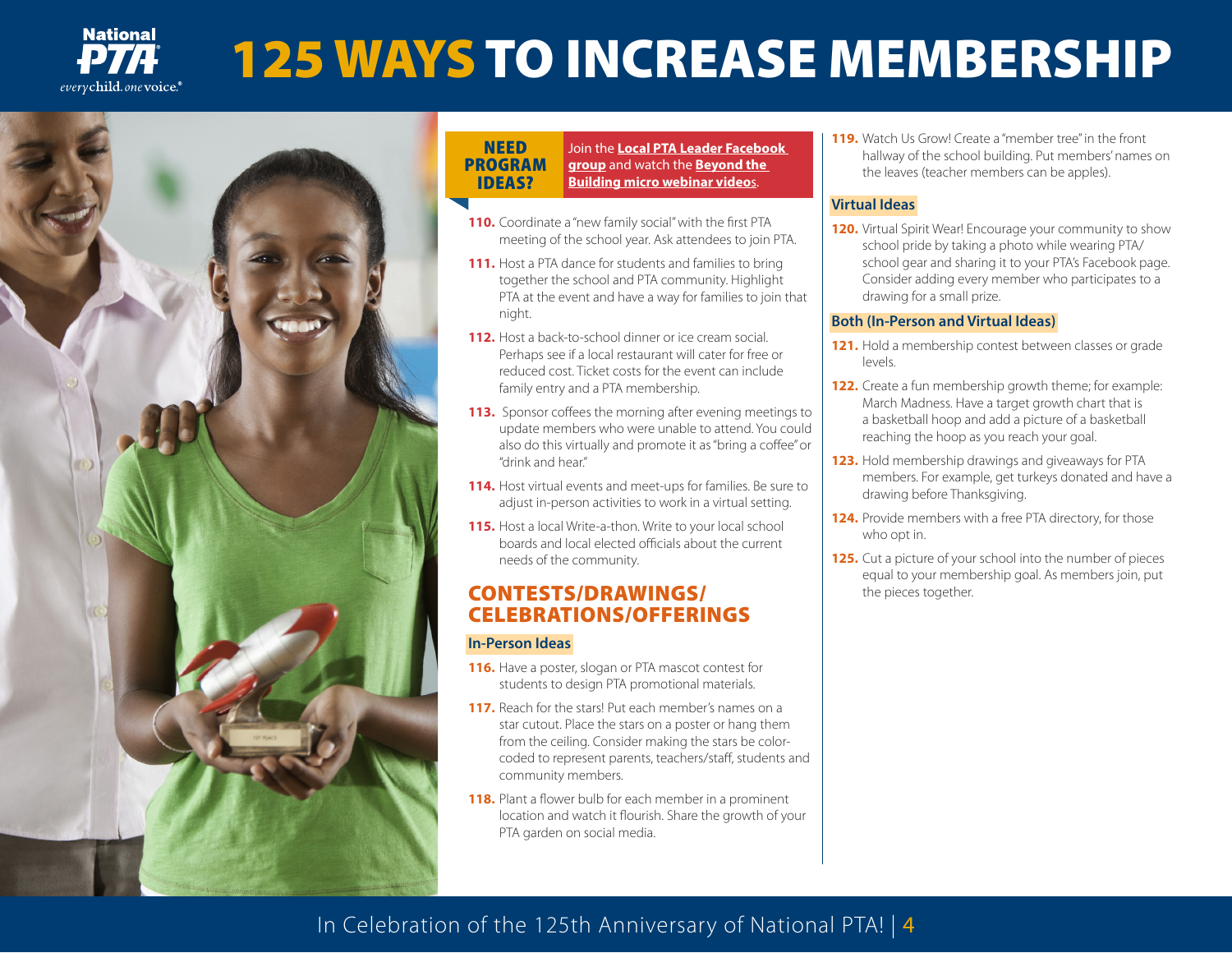# 125 WAYS TO INCREASE MEMBERSHIP

**NEED PROGRAM IDEAS?** Join the **Local PTA Leader Facebook group** and watch the **Beyond the Building micro webinar videos**.

**110.** Coordinate a "new family social" with the first PTA meeting of the school year. Ask attendees to join PTA.

**111.** Host a PTA dance for students and families to bring together the school and PTA community. Highlight PTA at the event and have a way for families to join that night.

**112.** Host a back-to-school dinner or ice cream social. Perhaps see if a local restaurant will cater for free or reduced cost. Ticket costs for the event can include family entry and a PTA membership.

**113.** Sponsor coffees the morning after evening meetings to update members who were unable to attend. You could also do this virtually and promote it as "bring a coffee" or "drink and hear."

**114.** Host virtual events and meet-ups for families. Be sure to adjust in-person activities to work in a virtual setting.

**115.** Host a local Write-a-thon. Write to your local school boards and local elected officials about the current needs of the community.

## CONTESTS/DRAWINGS/ CELEBRATIONS/OFFERINGS

### In-Person Ideas

**116.** Have a poster, slogan or PTA mascot contest for students to design PTA promotional materials.

**117.** Reach for the stars! Put each member's names on a star cutout. Place the stars on a poster or hang them from the ceiling. Consider making the stars be color-coded to represent parents, teachers/staff, students and community members.

**118.** Plant a flower bulb for each member in a prominent location and watch it flourish. Share the growth of your PTA garden on social media.

**119.** Watch Us Grow! Create a "member tree" in the front hallway of the school building. Put members' names on the leaves (teacher members can be apples).

### Virtual Ideas

**120.** Virtual Spirit Wear! Encourage your community to show school pride by taking a photo while wearing PTA/ school gear and sharing it to your PTA's Facebook page. Consider adding every member who participates to a drawing for a small prize.

### Both (In-Person and Virtual Ideas)

**121.** Hold a membership contest between classes or grade levels.

**122.** Create a fun membership growth theme; for example: March Madness. Have a target growth chart that is a basketball hoop and add a picture of a basketball reaching the hoop as you reach your goal.

**123.** Hold membership drawings and giveaways for PTA members. For example, get turkeys donated and have a drawing before Thanksgiving.

**124.** Provide members with a free PTA directory, for those who opt in.

**125.** Cut a picture of your school into the number of pieces equal to your membership goal. As members join, put the pieces together.

In Celebration of the 125th Anniversary of National PTA!